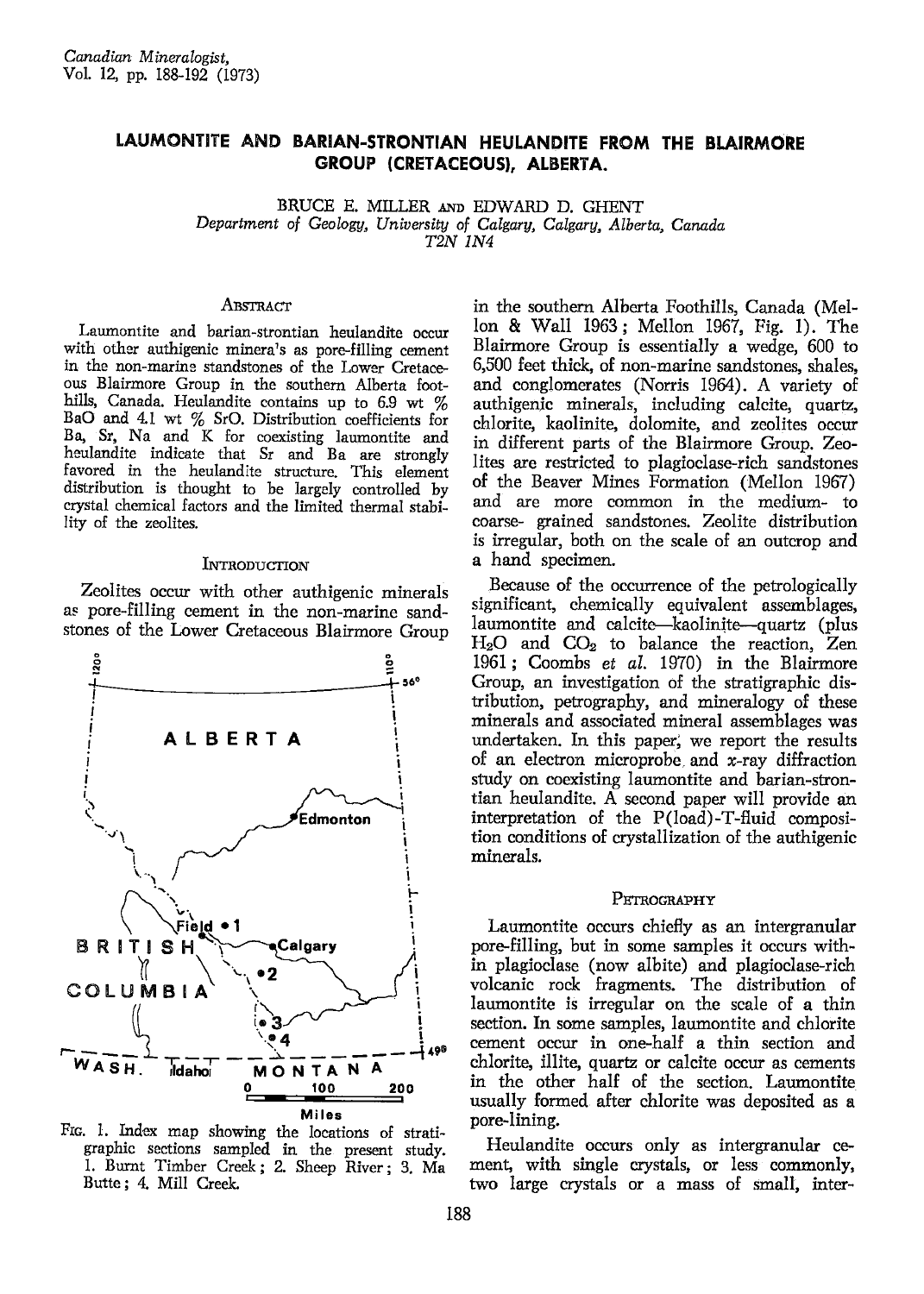# LAUMONTITE AND BARIAN-STRONTIAN HEULANDITE FROM THE BLAIRMORE GROUP (CRETACEOUS), ALBERTA.

BRUCE E. MILLER AND EDWARD D. GHENT

*Department of Geology, University of Calgary, Calgary, Alberta, Canada T2N 1N4*

## Abstract

Laumontite and barian-strontian heulandite occur with other authigenic minerals as pore-filling cement in the non-marine standstones of the Lower Cretaceous Blairmore Group in the southern Alberta foothills, Canada. Heulandite contains up to 6.9 wt % BaO and 4.1 wt % SrO. Distribution coefficients for Ba, Sr, Na and K for coexisting laumontite and heulandite indicate that Sr and Ba are strongly favored in the heulandite structure. This element distribution is thought to be largely controlled by crystal chemical factors and the limited thermal stability of the zeolites.

## Introduction

Zeolites occur with other authigenic minerals as pore-filling cement in the non-marine sandstones of the Lower Cretaceous Blairmore Group in the southern Alberta Foothills, Canada (Mellon & Wall 1963; Mellon 1967, Fig. 1). The Blairmore Group is essentially a wedge, 600 to 6,500 feet thick, of non-marine sandstones, shales, and conglomerates (Norris 1964). A variety of authigenic minerals, including calcite, quartz, chlorite, kaolinite, dolomite, and zeolites occur in different parts of the Blairmore Group. Zeolites are restricted to plagioclase-rich sandstones of the Beaver Mines Formation (Mellon 1967) and are more common in the medium- to coarse- grained sandstones. Zeolite distribution is irregular, both on the scale of an outcrop and a hand specimen.

Fig. 1. Index map showing the locations of stratigraphic sections sampled in the present study. 1. Burnt Timber Creek; 2. Sheep River; 3. Ma Butte; 4. Mill Creek.

Because of the occurrence of the petrologically significant, chemically equivalent assemblages, laumontite and calcite—kaolinite—quartz (plus $H_2O$ and $CO_2$ to balance the reaction, Zen 1961; Coombs *et al.* 1970) in the Blairmore Group, an investigation of the stratigraphic distribution, petrography, and mineralogy of these minerals and associated mineral assemblages was undertaken. In this paper, we report the results of an electron microprobe and *x*-ray diffraction study on coexisting laumontite and barian-strontian heulandite. A second paper will provide an interpretation of the P(load)-T-fluid composition conditions of crystallization of the authigenic minerals.

## Petrography

Laumontite occurs chiefly as an intergranular pore-filling, but in some samples it occurs within plagioclase (now albite) and plagioclase-rich volcanic rock fragments. The distribution of laumontite is irregular on the scale of a thin section. In some samples, laumontite and chlorite cement occur in one-half a thin section and chlorite, illite, quartz or calcite occur as cements in the other half of the section. Laumontite usually formed after chlorite was deposited as a pore-lining.

Heulandite occurs only as intergranular cement, with single crystals, or less commonly, two large crystals or a mass of small, inter-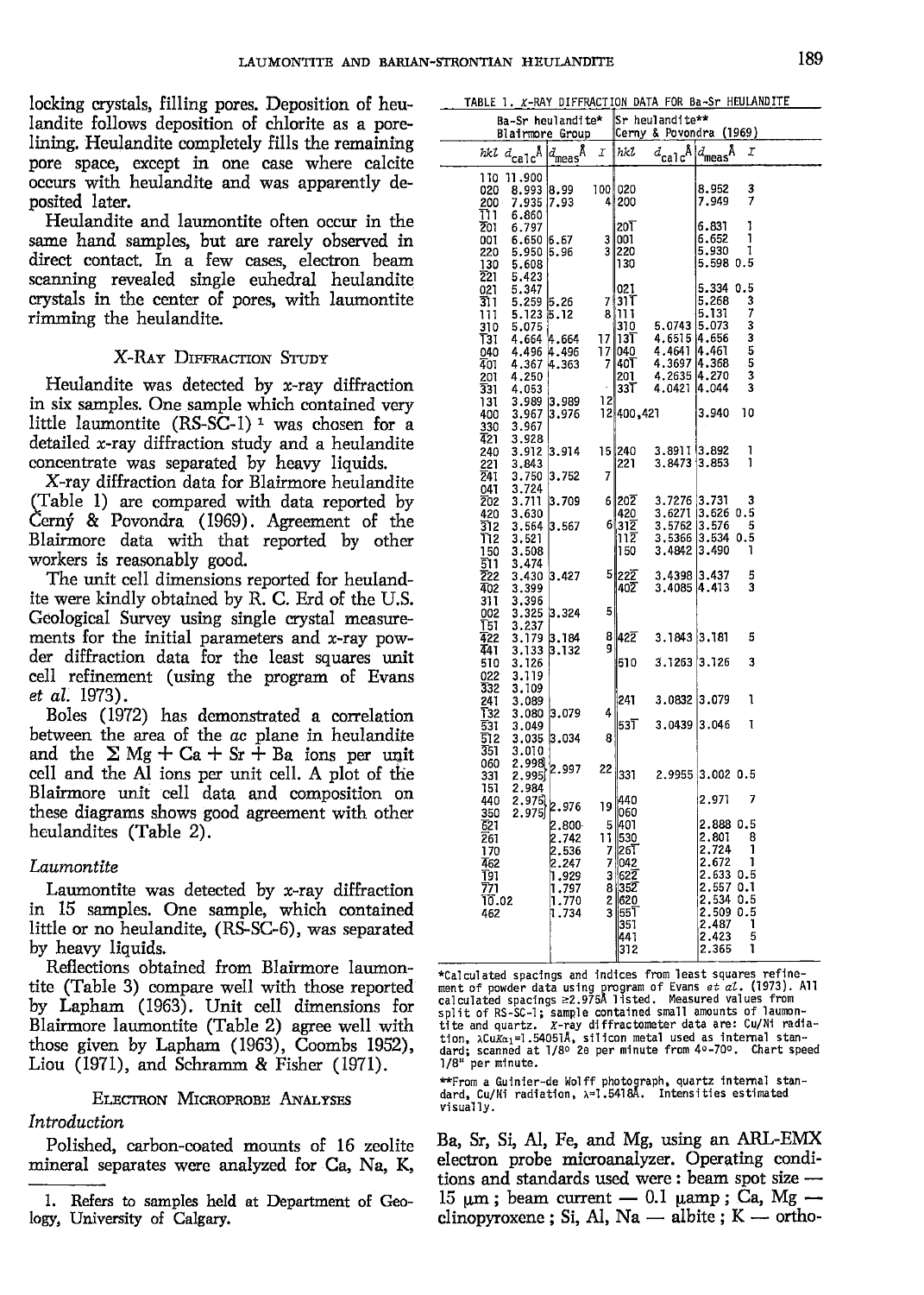locking crystals, filling pores. Deposition of heulandite follows deposition of chlorite as a pore-lining. Heulandite completely fills the remaining pore space, except in one case where calcite occurs with heulandite and was apparently deposited later.

Heulandite and laumontite often occur in the same hand samples, but are rarely observed in direct contact. In a few cases, electron beam scanning revealed single euhedral heulandite crystals in the center of pores, with laumontite rimming the heulandite.

## X-Ray Diffraction Study

Heulandite was detected by x-ray diffraction in six samples. One sample which contained very little laumontite (RS-SC-1) [1] was chosen for a detailed x-ray diffraction study and a heulandite concentrate was separated by heavy liquids.

X-ray diffraction data for Blairmore heulandite (Table 1) are compared with data reported by Černý & Povondra (1969). Agreement of the Blairmore data with that reported by other workers is reasonably good.

The unit cell dimensions reported for heulandite were kindly obtained by R. C. Erd of the U.S. Geological Survey using single crystal measurements for the initial parameters and x-ray powder diffraction data for the least squares unit cell refinement (using the program of Evans *et al.* 1973).

Boles (1972) has demonstrated a correlation between the area of the *ac* plane in heulandite and the Σ Mg + Ca + Sr + Ba ions per unit cell and the Al ions per unit cell. A plot of the Blairmore unit cell data and composition on these diagrams shows good agreement with other heulandites (Table 2).

### *Laumontite*

Laumontite was detected by x-ray diffraction in 15 samples. One sample, which contained little or no heulandite, (RS-SC-6), was separated by heavy liquids.

Reflections obtained from Blairmore laumontite (Table 3) compare well with those reported by Lapham (1963). Unit cell dimensions for Blairmore laumontite (Table 2) agree well with those given by Lapham (1963), Coombs 1952), Liou (1971), and Schramm & Fisher (1971).

## Electron Microprobe Analyses

### *Introduction*

Polished, carbon-coated mounts of 16 zeolite mineral separates were analyzed for Ca, Na, K, Ba, Sr, Si, Al, Fe, and Mg, using an ARL-EMX electron probe microanalyzer. Operating conditions and standards used were: beam spot size — 15 μm; beam current — 0.1 μamp; Ca, Mg — clinopyroxene; Si, Al, Na — albite; K — ortho-

1. Refers to samples held at Department of Geology, University of Calgary.

TABLE 1. X-RAY DIFFRACTION DATA FOR Ba-Sr HEULANDITE

| Ba-Sr heulandite* Blairmore Group | | | | Sr heulandite** Černý & Povondra (1969) | | | |
|---|---|---|---|---|---|---|---|
| hkl | $d_{calc}$Å | $d_{meas}$Å | I | hkl | $d_{calc}$Å | $d_{meas}$Å | I |
| 110 | 11.900 | | | | | | |
| 020 | 8.993 | 8.99 | 100 | 020 | | 8.952 | 3 |
| 200 | 7.935 | 7.93 | 4 | 200 | | 7.949 | 7 |
| $\bar{1}11$ | 6.860 | | | | | | |
| $\bar{2}01$ | 6.797 | | | $20\bar{1}$ | | 6.831 | 1 |
| 001 | 6.650 | 6.67 | 3 | 001 | | 6.652 | 1 |
| 220 | 5.950 | 5.96 | 3 | 220 | | 5.930 | 1 |
| 130 | 5.608 | | | 130 | | 5.598 | 0.5 |
| $\bar{2}21$ | 5.423 | | | | | | |
| 021 | 5.347 | | | 021 | | 5.334 | 0.5 |
| $\bar{3}11$ | 5.259 | 5.26 | 7 | $31\bar{1}$ | | 5.268 | 3 |
| 111 | 5.123 | 5.12 | 8 | 111 | | 5.131 | 7 |
| 310 | 5.075 | | | 310 | 5.0743 | 5.073 | 3 |
| $\bar{1}31$ | 4.664 | 4.664 | 17 | $13\bar{1}$ | 4.6515 | 4.656 | 3 |
| 040 | 4.496 | 4.496 | 17 | 040 | 4.4641 | 4.461 | 5 |
| $\bar{4}01$ | 4.367 | 4.363 | 7 | $40\bar{1}$ | 4.3697 | 4.368 | 5 |
| 201 | 4.250 | | | 201 | 4.2635 | 4.270 | 3 |
| $\bar{3}31$ | 4.053 | | | $33\bar{1}$ | 4.0421 | 4.044 | 3 |
| 131 | 3.989 | 3.989 | 12 | | | | |
| 400 | 3.967 | 3.976 | 12 | 400,421 | | 3.940 | 10 |
| 330 | 3.967 | | | | | | |
| $\bar{4}21$ | 3.928 | | | | | | |
| 240 | 3.912 | 3.914 | 15 | 240 | 3.8911 | 3.892 | 1 |
| 221 | 3.843 | | | 221 | 3.8473 | 3.853 | 1 |
| $\bar{2}41$ | 3.750 | 3.752 | 7 | | | | |
| $0\bar{4}1$ | 3.724 | | | | | | |
| $\bar{2}02$ | 3.711 | 3.709 | 6 | $20\bar{2}$ | 3.7276 | 3.731 | 3 |
| 420 | 3.630 | | | 420 | 3.6271 | 3.626 | 0.5 |
| $\bar{3}12$ | 3.564 | 3.567 | 6 | $31\bar{2}$ | 3.5762 | 3.576 | 5 |
| $\bar{1}12$ | 3.521 | | | $11\bar{2}$ | 3.5366 | 3.534 | 0.5 |
| 150 | 3.508 | | | 150 | 3.4842 | 3.490 | 1 |
| $\bar{5}11$ | 3.474 | | | | | | |
| $\bar{2}22$ | 3.430 | 3.427 | 5 | $22\bar{2}$ | 3.4398 | 3.437 | 5 |
| $\bar{4}02$ | 3.399 | | | $40\bar{2}$ | 3.4085 | 4.413 | 3 |
| 311 | 3.396 | | | | | | |
| 002 | 3.325 | 3.324 | 5 | | | | |
| $\bar{1}51$ | 3.237 | | | | | | |
| $\bar{4}22$ | 3.179 | 3.184 | 8 | $42\bar{2}$ | 3.1843 | 3.181 | 5 |
| $\bar{4}41$ | 3.133 | 3.132 | 9 | | | | |
| 510 | 3.126 | | | 510 | 3.1263 | 3.126 | 3 |
| 022 | 3.119 | | | | | | |
| $\bar{3}32$ | 3.109 | | | | | | |
| 241 | 3.089 | | | 241 | 3.0832 | 3.079 | 1 |
| $\bar{1}32$ | 3.080 | 3.079 | 4 | | | | |
| $\bar{5}31$ | 3.049 | | | $53\bar{1}$ | 3.0439 | 3.046 | 1 |
| $\bar{5}12$ | 3.035 | 3.034 | 8 | | | | |
| $\bar{3}51$ | 3.010 | | | | | | |
| 060 | 2.998 | 2.997 | 22 | | | | |
| 331 | 2.995 | | | 331 | 2.9955 | 3.002 | 0.5 |
| 151 | 2.984 | | | | | | |
| 440 | 2.975 | 2.976 | 19 | 440 | | 2.971 | 7 |
| 350 | 2.975 | | | 060 | | | |
| $\bar{6}21$ | | 2.800 | 5 | 401 | | 2.888 | 0.5 |
| $\bar{2}61$ | | 2.742 | 11 | 530 | | 2.801 | 8 |
| 170 | | 2.536 | 7 | $26\bar{1}$ | | 2.724 | 1 |
| $\bar{4}62$ | | 2.247 | 7 | $04\bar{2}$ | | 2.672 | 1 |
| $\bar{1}91$ | | 1.929 | 3 | $62\bar{2}$ | | 2.633 | 0.5 |
| $\bar{7}71$ | | 1.797 | 8 | $35\bar{2}$ | | 2.557 | 0.1 |
| $\bar{1}0.02$ | | 1.770 | 2 | 620 | | 2.534 | 0.5 |
| 462 | | 1.734 | 3 | $55\bar{1}$ | | 2.509 | 0.5 |
| | | | | 351 | | 2.487 | 1 |
| | | | | 441 | | 2.423 | 5 |
| | | | | 312 | | 2.365 | 1 |

*Calculated spacings and indices from least squares refinement of powder data using program of Evans *et al.* (1973). All calculated spacings ≥2.975Å listed. Measured values from split of RS-SC-1; sample contained small amounts of laumontite and quartz. X-ray diffractometer data are: Cu/Ni radiation, λCuKα₁=1.54051Å, silicon metal used as internal standard; scanned at 1/8° 2θ per minute from 4°-70°. Chart speed 1/8" per minute.

**From a Guinier-de Wolff photograph, quartz internal standard, Cu/Ni radiation, λ=1.5418Å. Intensities estimated visually.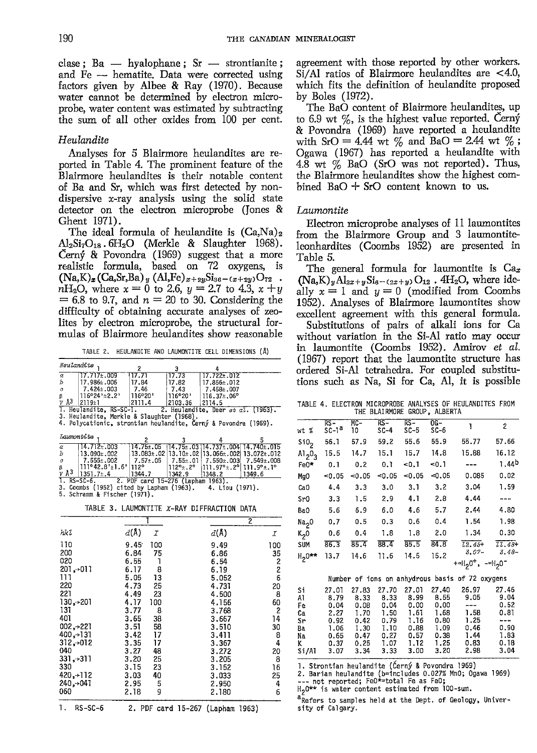clase; Ba — hyalophane; Sr — strontianite; and Fe — hematite. Data were corrected using factors given by Albee & Ray (1970). Because water cannot be determined by electron microprobe, water content was estimated by subtracting the sum of all other oxides from 100 per cent.

### Heulandite

Analyses for 5 Blairmore heulandites are reported in Table 4. The prominent feature of the Blairmore heulandites is their notable content of Ba and Sr, which was first detected by nondispersive x-ray analysis using the solid state detector on the electron microprobe (Jones & Ghent 1971).

The ideal formula of heulandite is $(Ca,Na)_2Al_2Si_7O_{18} \cdot 6H_2O$ (Merkle & Slaughter 1968). Černý & Povondra (1969) suggest that a more realistic formula, based on 72 oxygens, is $(Na,K)_x(Ca,Sr,Ba)_y(Al,Fe)_{x+2y}Si_{36-(x+2y)}O_{72} \cdot nH_2O$, where $x = 0$ to 2.6, $y = 2.7$ to 4.3, $x + y = 6.8$ to 9.7, and $n = 20$ to 30. Considering the difficulty of obtaining accurate analyses of zeolites by electron microprobe, the structural formulas of Blairmore heulandites show reasonable agreement with those reported by other workers. Si/Al ratios of Blairmore heulandites are <4.0, which fits the definition of heulandite proposed by Boles (1972).

The BaO content of Blairmore heulandites, up to 6.9 wt %, is the highest value reported. Černý & Povondra (1969) have reported a heulandite with SrO = 4.44 wt % and BaO = 2.44 wt %; Ogawa (1967) has reported a heulandite with 4.8 wt % BaO (SrO was not reported). Thus, the Blairmore heulandites show the highest combined BaO + SrO content known to us.

### Laumontite

Electron microprobe analyses of 11 laumontites from the Blairmore Group and 3 laumontite-leonhardites (Coombs 1952) are presented in Table 5.

The general formula for laumontite is $Ca_x(Na,K)_yAl_{2x+y}Si_{6-(2x+y)}O_{12} \cdot 4H_2O$, where ideally $x = 1$ and $y = 0$ (modified from Coombs 1952). Analyses of Blairmore laumontites show excellent agreement with this general formula.

Substitutions of pairs of alkali ions for Ca without variation in the Si-Al ratio may occur in laumontite (Coombs 1952). Amirov *et al.* (1967) report that the laumontite structure has ordered Si-Al tetrahedra. For coupled substitutions such as Na, Si for Ca, Al, it is possible

TABLE 2. HEULANDITE AND LAUMONTITE CELL DIMENSIONS (Å)

| *Heulandite* | 1 | 2 | 3 | 4 |
|---|---|---|---|---|
| a | 17.717±.009 | 17.71 | 17.73 | 17.722±.012 |
| b | 17.986±.006 | 17.84 | 17.82 | 17.856±.012 |
| c | 7.424±.003 | 7.46 | 7.43 | 7.458±.007 |
| β | 116°24'±2.2' | 116°20' | 116°20' | 116.37±.06° |
| V Å³ | 2119±1 | 2111.4 | 2103.36 | 2114.5 |

1. Heulandite, RS-SC-1. 2. Heulandite, Deer *et al.* (1963). 3. Heulandite, Merkle & Slaughter (1968). 4. Polycationic, strontian heulandite, Černý & Povondra (1969).

| *Laumontite* | 1 | 2 | 3 | 4 | 5 |
|---|---|---|---|---|---|
| a | 14.712±.003 | 14.75±.05 | 14.75±.03 | 14.737±.004 | 14.740±.015 |
| b | 13.090±.002 | 13.083±.02 | 13.10±.02 | 13.066±.002 | 13.072±.012 |
| c | 7.555±.002 | 7.57±.05 | 7.55±.01 | 7.550±.003 | 7.549±.008 |
| β | 111°42.8'±1.6' | 112° | 112°±.2° | 111.97°±.2° | 111.9°±.1° |
| V Å³ | 1351.7±.4 | 1344.7 | 1342.9 | 1348.2 | 1349.6 |

1. RS-SC-6. 2. PDF card 15-276 (Lapham 1963). 3. Coombs (1952) cited by Lapham (1963). 4. Liou (1971). 5. Schramm & Fischer (1971).

TABLE 3. LAUMONTITE X-RAY DIFFRACTION DATA

| | 1 | | 2 | |
|---|---|---|---|---|
| *hkl* | *d*(Å) | *I* | *d*(Å) | *I* |
| 110 | 9.45 | 100 | 9.49 | 100 |
| 200 | 6.84 | 75 | 6.86 | 35 |
| 020 | 6.55 | 1 | 6.54 | 2 |
| 201,→011 | 6.17 | 8 | 6.19 | 2 |
| 111 | 5.05 | 13 | 5.052 | 6 |
| 220 | 4.73 | 25 | 4.731 | 20 |
| 221 | 4.49 | 23 | 4.500 | 8 |
| 130,→201 | 4.17 | 100 | 4.156 | 60 |
| 131 | 3.77 | 8 | 3.768 | 2 |
| 401 | 3.65 | 38 | 3.667 | 14 |
| 002,→221 | 3.51 | 58 | 3.510 | 30 |
| 400,→131 | 3.42 | 17 | 3.411 | 8 |
| 312,→012 | 3.35 | 17 | 3.367 | 4 |
| 040 | 3.27 | 48 | 3.272 | 20 |
| 331,→311 | 3.20 | 25 | 3.205 | 8 |
| 330 | 3.15 | 23 | 3.152 | 16 |
| 420,→112 | 3.03 | 40 | 3.033 | 25 |
| 240,→041 | 2.95 | 5 | 2.950 | 4 |
| 060 | 2.18 | 9 | 2.180 | 6 |

1. RS-SC-6  2. PDF card 15-267 (Lapham 1963)

TABLE 4. ELECTRON MICROPROBE ANALYSES OF HEULANDITES FROM THE BLAIRMORE GROUP, ALBERTA

| wt % | RS-SC-1[a] | MC-10 | RS-SC-4 | RS-SC-5 | OG-SC-6 | 1 | 2 |
|---|---|---|---|---|---|---|---|
| $SiO_2$ | 56.1 | 57.9 | 59.2 | 55.6 | 55.9 | 55.77 | 57.66 |
| $Al_2O_3$ | 15.5 | 14.7 | 15.1 | 15.7 | 14.8 | 15.88 | 16.12 |
| FeO* | 0.1 | 0.2 | 0.1 | <0.1 | <0.1 | --- | 1.44[b] |
| MgO | <0.05 | <0.05 | <0.05 | <0.05 | <0.05 | 0.085 | 0.02 |
| CaO | 4.4 | 3.3 | 3.0 | 3.1 | 3.2 | 3.04 | 1.59 |
| SrO | 3.3 | 1.5 | 2.9 | 4.1 | 2.8 | 4.44 | --- |
| BaO | 5.6 | 6.9 | 6.0 | 4.6 | 5.7 | 2.44 | 4.80 |
| $Na_2O$ | 0.7 | 0.5 | 0.3 | 0.6 | 0.4 | 1.54 | 1.98 |
| $K_2O$ | 0.6 | 0.4 | 1.8 | 1.8 | 2.0 | 1.34 | 0.30 |
| SUM | 86.3 | 85.4 | 88.4 | 85.5 | 84.8 | 12.45+ | 11.48+ |
| $H_2O$** | 13.7 | 14.6 | 11.6 | 14.5 | 15.2 | 3.07- | 3.48- |
| | | | | | | +=$H_2O^+$, -=$H_2O^-$ | |
| | Number of ions on anhydrous basis of 72 oxygens | | | | | | |
| Si | 27.01 | 27.83 | 27.70 | 27.01 | 27.40 | 26.97 | 27.46 |
| Al | 8.79 | 8.33 | 8.33 | 8.99 | 8.55 | 9.05 | 9.04 |
| Fe | 0.04 | 0.08 | 0.04 | 0.00 | 0.00 | --- | 0.52 |
| Ca | 2.27 | 1.70 | 1.50 | 1.61 | 1.68 | 1.58 | 0.81 |
| Sr | 0.92 | 0.42 | 0.79 | 1.16 | 0.80 | 1.25 | --- |
| Ba | 1.06 | 1.30 | 1.10 | 0.88 | 1.09 | 0.46 | 0.90 |
| Na | 0.65 | 0.47 | 0.27 | 0.57 | 0.38 | 1.44 | 1.83 |
| K | 0.37 | 0.25 | 1.07 | 1.12 | 1.25 | 0.83 | 0.18 |
| Si/Al | 3.07 | 3.34 | 3.33 | 3.00 | 3.20 | 2.98 | 3.04 |

1. Strontian heulandite (Černý & Povondra 1969)
2. Barian heulandite (b=includes 0.027% MnO; Ogawa 1969)
--- not reported; FeO*=total Fe as FeO;
$H_2O$** is water content estimated from 100-sum.

[a]Refers to samples held at the Dept. of Geology, University of Calgary.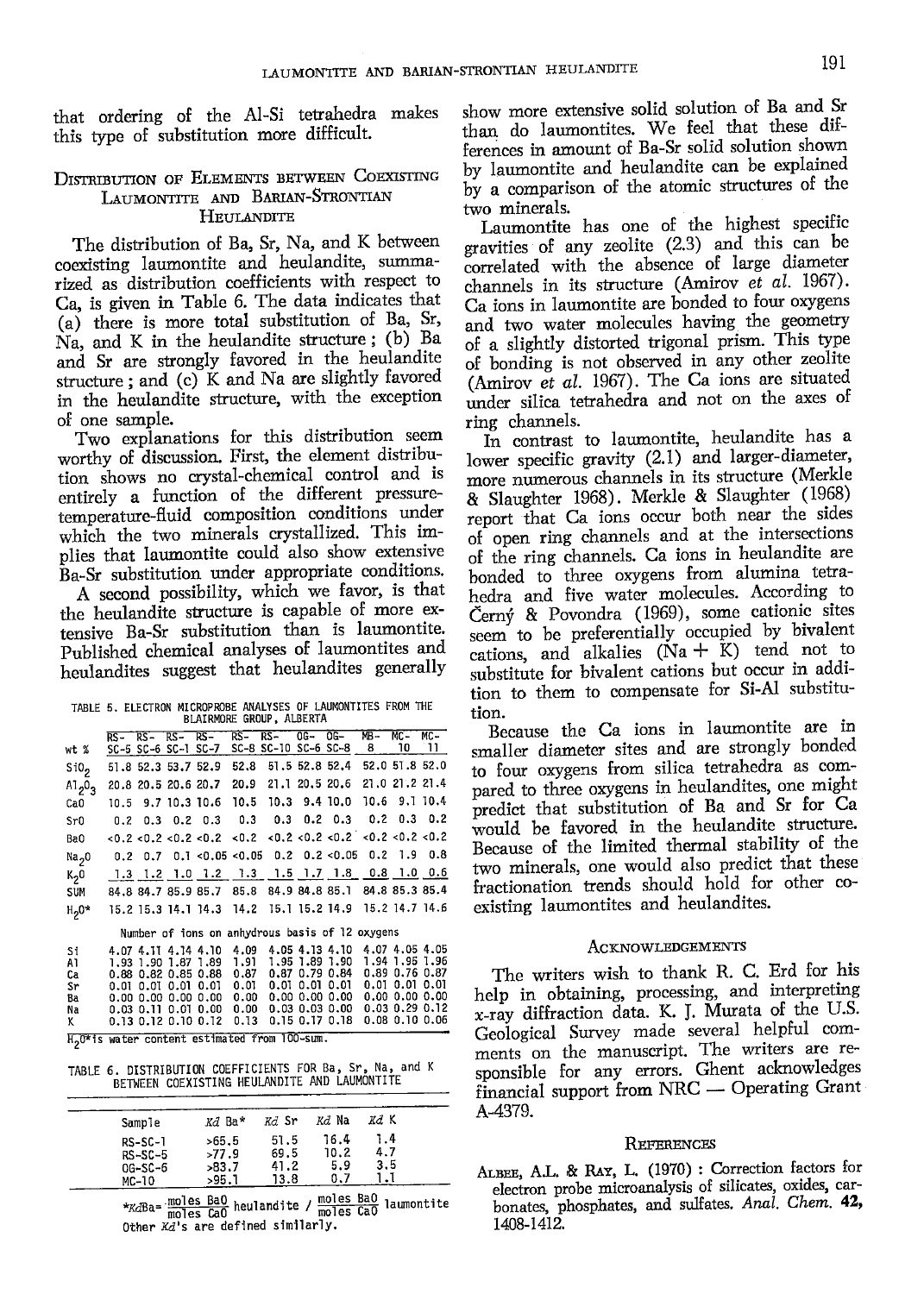that ordering of the Al-Si tetrahedra makes this type of substitution more difficult.

## Distribution of Elements between Coexisting Laumontite and Barian-Strontian Heulandite

The distribution of Ba, Sr, Na, and K between coexisting laumontite and heulandite, summarized as distribution coefficients with respect to Ca, is given in Table 6. The data indicates that (a) there is more total substitution of Ba, Sr, Na, and K in the heulandite structure; (b) Ba and Sr are strongly favored in the heulandite structure; and (c) K and Na are slightly favored in the heulandite structure, with the exception of one sample.

Two explanations for this distribution seem worthy of discussion. First, the element distribution shows no crystal-chemical control and is entirely a function of the different pressure-temperature-fluid composition conditions under which the two minerals crystallized. This implies that laumontite could also show extensive Ba-Sr substitution under appropriate conditions.

A second possibility, which we favor, is that the heulandite structure is capable of more extensive Ba-Sr substitution than is laumontite. Published chemical analyses of laumontites and heulandites suggest that heulandites generally show more extensive solid solution of Ba and Sr than do laumontites. We feel that these differences in amount of Ba-Sr solid solution shown by laumontite and heulandite can be explained by a comparison of the atomic structures of the two minerals.

Laumontite has one of the highest specific gravities of any zeolite (2.3) and this can be correlated with the absence of large diameter channels in its structure (Amirov *et al.* 1967). Ca ions in laumontite are bonded to four oxygens and two water molecules having the geometry of a slightly distorted trigonal prism. This type of bonding is not observed in any other zeolite (Amirov *et al.* 1967). The Ca ions are situated under silica tetrahedra and not on the axes of ring channels.

In contrast to laumontite, heulandite has a lower specific gravity (2.1) and larger-diameter, more numerous channels in its structure (Merkle & Slaughter 1968). Merkle & Slaughter (1968) report that Ca ions occur both near the sides of open ring channels and at the intersections of the ring channels. Ca ions in heulandite are bonded to three oxygens from alumina tetrahedra and five water molecules. According to Černý & Povondra (1969), some cationic sites seem to be preferentially occupied by bivalent cations, and alkalies (Na + K) tend not to substitute for bivalent cations but occur in addition to them to compensate for Si-Al substitution.

Because the Ca ions in laumontite are in smaller diameter sites and are strongly bonded to four oxygens from silica tetrahedra as compared to three oxygens in heulandites, one might predict that substitution of Ba and Sr for Ca would be favored in the heulandite structure. Because of the limited thermal stability of the two minerals, one would also predict that these fractionation trends should hold for other coexisting laumontites and heulandites.

TABLE 5. ELECTRON MICROPROBE ANALYSES OF LAUMONTITES FROM THE BLAIRMORE GROUP, ALBERTA

| wt % | RS-SC-5 | RS-SC-6 | RS-SC-1 | RS-SC-7 | RS-SC-8 | RS-SC-10 | OG-SC-6 | OG-SC-8 | MB-8 | MC-10 | MC-11 |
|---|---|---|---|---|---|---|---|---|---|---|---|
| $SiO_2$ | 51.8 | 52.3 | 53.7 | 52.9 | 52.8 | 51.5 | 52.8 | 52.4 | 52.0 | 51.8 | 52.0 |
| $Al_2O_3$ | 20.8 | 20.5 | 20.6 | 20.7 | 20.9 | 21.1 | 20.5 | 20.6 | 21.0 | 21.2 | 21.4 |
| CaO | 10.5 | 9.7 | 10.3 | 10.6 | 10.5 | 10.3 | 9.4 | 10.0 | 10.6 | 9.1 | 10.4 |
| SrO | 0.2 | 0.3 | 0.2 | 0.3 | 0.3 | 0.3 | 0.2 | 0.3 | 0.2 | 0.3 | 0.2 |
| BaO | <0.2 | <0.2 | <0.2 | <0.2 | <0.2 | <0.2 | <0.2 | <0.2 | <0.2 | <0.2 | <0.2 |
| $Na_2O$ | 0.2 | 0.7 | 0.1 | <0.05 | <0.05 | 0.2 | 0.2 | <0.05 | 0.2 | 1.9 | 0.8 |
| $K_2O$ | 1.3 | 1.2 | 1.0 | 1.2 | 1.3 | 1.5 | 1.7 | 1.8 | 0.8 | 1.0 | 0.6 |
| SUM | 84.8 | 84.7 | 85.9 | 85.7 | 85.8 | 84.9 | 84.8 | 85.1 | 84.8 | 85.3 | 85.4 |
| $H_2O$* | 15.2 | 15.3 | 14.1 | 14.3 | 14.2 | 15.1 | 15.2 | 14.9 | 15.2 | 14.7 | 14.6 |
| | Number of ions on anhydrous basis of 12 oxygens | | | | | | | | | | |
| Si | 4.07 | 4.11 | 4.14 | 4.10 | 4.09 | 4.05 | 4.13 | 4.10 | 4.07 | 4.05 | 4.05 |
| Al | 1.93 | 1.90 | 1.87 | 1.89 | 1.91 | 1.95 | 1.89 | 1.90 | 1.94 | 1.95 | 1.96 |
| Ca | 0.88 | 0.82 | 0.85 | 0.88 | 0.87 | 0.87 | 0.79 | 0.84 | 0.89 | 0.76 | 0.87 |
| Sr | 0.01 | 0.01 | 0.01 | 0.01 | 0.01 | 0.01 | 0.01 | 0.01 | 0.01 | 0.01 | 0.01 |
| Ba | 0.00 | 0.00 | 0.00 | 0.00 | 0.00 | 0.00 | 0.00 | 0.00 | 0.00 | 0.00 | 0.00 |
| Na | 0.03 | 0.11 | 0.01 | 0.00 | 0.00 | 0.03 | 0.03 | 0.00 | 0.03 | 0.29 | 0.12 |
| K | 0.13 | 0.12 | 0.10 | 0.12 | 0.13 | 0.15 | 0.17 | 0.18 | 0.08 | 0.10 | 0.06 |

$H_2O$* is water content estimated from 100-sum.

TABLE 6. DISTRIBUTION COEFFICIENTS FOR Ba, Sr, Na, and K BETWEEN COEXISTING HEULANDITE AND LAUMONTITE

| Sample | *Kd* Ba* | *Kd* Sr | *Kd* Na | *Kd* K |
|---|---|---|---|---|
| RS-SC-1 | >65.5 | 51.5 | 16.4 | 1.4 |
| RS-SC-5 | >77.9 | 69.5 | 10.2 | 4.7 |
| OG-SC-6 | >83.7 | 41.2 | 5.9 | 3.5 |
| MC-10 | >95.1 | 13.8 | 0.7 | 1.1 |

$$*K_dBa = \frac{\text{moles BaO}}{\text{moles CaO}} \text{ heulandite} \Big/ \frac{\text{moles BaO}}{\text{moles CaO}} \text{ laumontite}$$

Other *Kd*'s are defined similarly.

## Acknowledgements

The writers wish to thank R. C. Erd for his help in obtaining, processing, and interpreting x-ray diffraction data. K. J. Murata of the U.S. Geological Survey made several helpful comments on the manuscript. The writers are responsible for any errors. Ghent acknowledges financial support from NRC — Operating Grant A-4379.

## References

Albee, A.L. & Ray, L. (1970) : Correction factors for electron probe microanalysis of silicates, oxides, carbonates, phosphates, and sulfates. *Anal. Chem.* **42**, 1408-1412.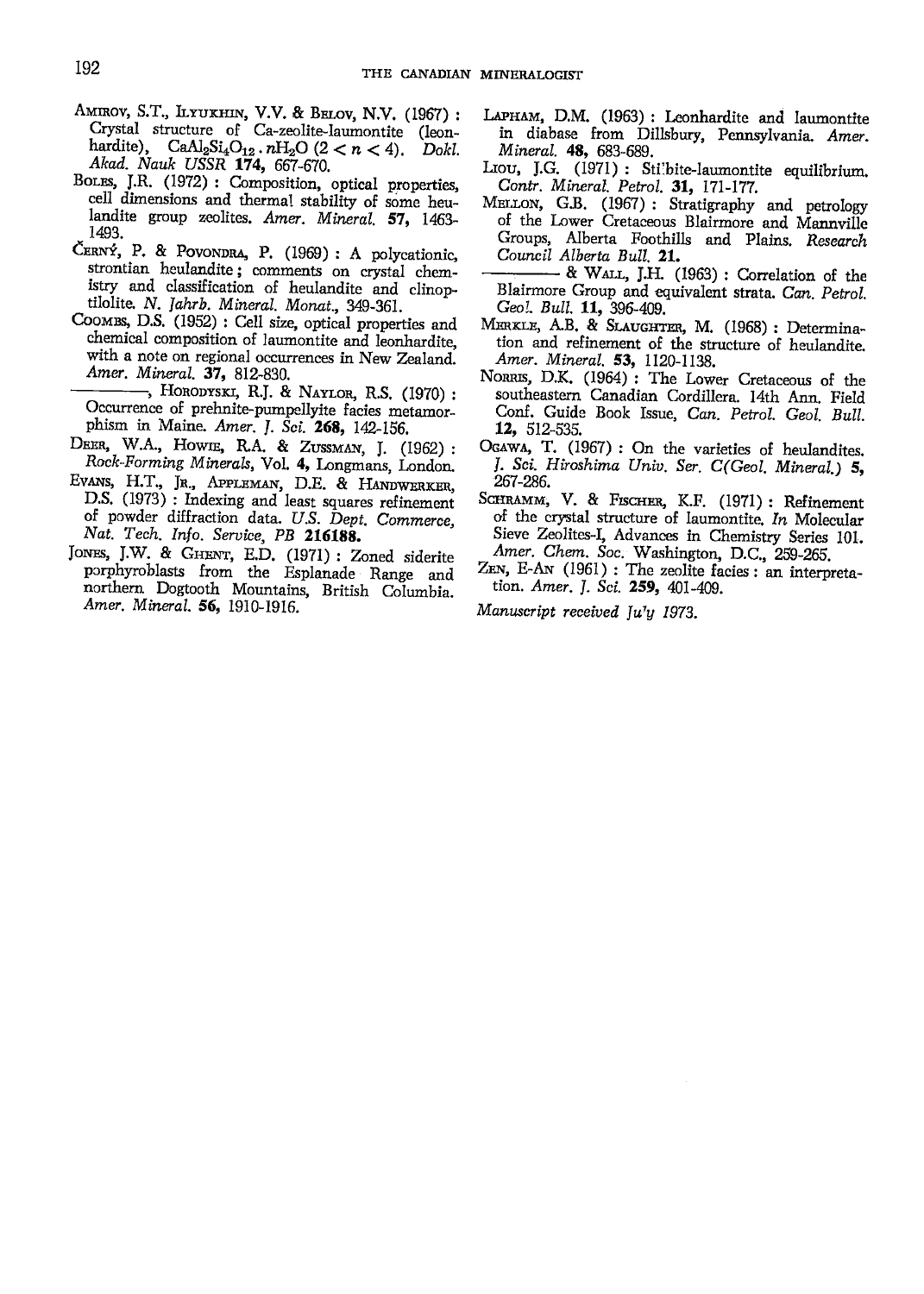AMIROV, S.T., ILYUKHIN, V.V. & BELOV, N.V. (1967) : Crystal structure of Ca-zeolite-laumontite (leonhardite), $CaAl_2Si_4O_{12} \cdot nH_2O$ ($2 < n < 4$). *Dokl. Akad. Nauk USSR* **174**, 667-670.

BOLES, J.R. (1972) : Composition, optical properties, cell dimensions and thermal stability of some heulandite group zeolites. *Amer. Mineral.* **57**, 1463-1493.

ČERNÝ, P. & POVONDRA, P. (1969) : A polycationic, strontian heulandite; comments on crystal chemistry and classification of heulandite and clinoptilolite. *N. Jahrb. Mineral. Monat.*, 349-361.

COOMBS, D.S. (1952) : Cell size, optical properties and chemical composition of laumontite and leonhardite, with a note on regional occurrences in New Zealand. *Amer. Mineral.* **37**, 812-830.

————, HORODYSKI, R.J. & NAYLOR, R.S. (1970) : Occurrence of prehnite-pumpellyite facies metamorphism in Maine. *Amer. J. Sci.* **268**, 142-156.

DEER, W.A., HOWIE, R.A. & ZUSSMAN, J. (1962) : *Rock-Forming Minerals*, Vol. **4**, Longmans, London.

EVANS, H.T., JR., APPLEMAN, D.E. & HANDWERKER, D.S. (1973) : Indexing and least squares refinement of powder diffraction data. *U.S. Dept. Commerce, Nat. Tech. Info. Service, PB* **216188.**

JONES, J.W. & GHENT, E.D. (1971) : Zoned siderite porphyroblasts from the Esplanade Range and northern Dogtooth Mountains, British Columbia. *Amer. Mineral.* **56**, 1910-1916.

LAPHAM, D.M. (1963) : Leonhardite and laumontite in diabase from Dillsbury, Pennsylvania. *Amer. Mineral.* **48**, 683-689.

LIOU, J.G. (1971) : Stilbite-laumontite equilibrium. *Contr. Mineral. Petrol.* **31**, 171-177.

MELLON, G.B. (1967) : Stratigraphy and petrology of the Lower Cretaceous Blairmore and Mannville Groups, Alberta Foothills and Plains. *Research Council Alberta Bull.* **21.**

———— & WALL, J.H. (1963) : Correlation of the Blairmore Group and equivalent strata. *Can. Petrol. Geol. Bull.* **11**, 396-409.

MERKLE, A.B. & SLAUGHTER, M. (1968) : Determination and refinement of the structure of heulandite. *Amer. Mineral.* **53**, 1120-1138.

NORRIS, D.K. (1964) : The Lower Cretaceous of the southeastern Canadian Cordillera. 14th Ann. Field Conf. Guide Book Issue, *Can. Petrol. Geol. Bull.* **12**, 512-535.

OGAWA, T. (1967) : On the varieties of heulandites. *J. Sci. Hiroshima Univ. Ser. C(Geol. Mineral.)* **5**, 267-286.

SCHRAMM, V. & FISCHER, K.F. (1971) : Refinement of the crystal structure of laumontite. *In* Molecular Sieve Zeolites-I, Advances in Chemistry Series 101. *Amer. Chem. Soc.* Washington, D.C., 259-265.

ZEN, E-AN (1961) : The zeolite facies: an interpretation. *Amer. J. Sci.* **259**, 401-409.

*Manuscript received July 1973.*